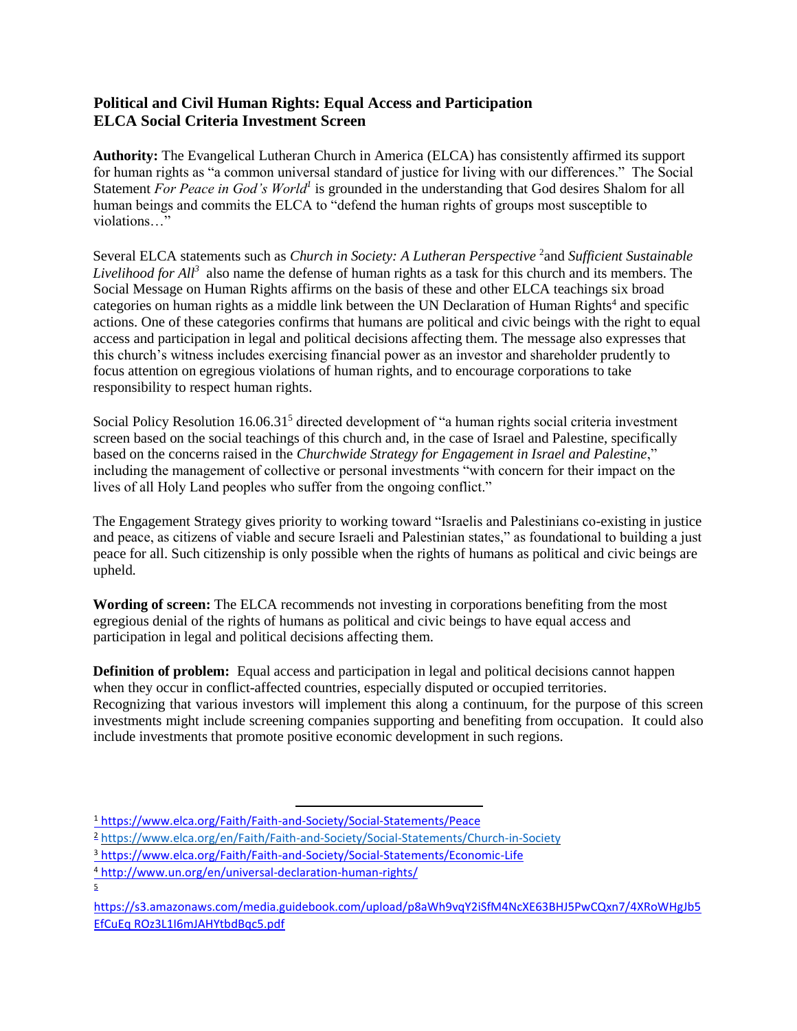**Political and Civil Human Rights: Equal Access and Participation**
**ELCA Social Criteria Investment Screen**

**Authority:** The Evangelical Lutheran Church in America (ELCA) has consistently affirmed its support for human rights as "a common universal standard of justice for living with our differences." The Social Statement *For Peace in God's World*[1] is grounded in the understanding that God desires Shalom for all human beings and commits the ELCA to "defend the human rights of groups most susceptible to violations…"

Several ELCA statements such as *Church in Society: A Lutheran Perspective* [2]and *Sufficient Sustainable Livelihood for All*[3] also name the defense of human rights as a task for this church and its members. The Social Message on Human Rights affirms on the basis of these and other ELCA teachings six broad categories on human rights as a middle link between the UN Declaration of Human Rights[4] and specific actions. One of these categories confirms that humans are political and civic beings with the right to equal access and participation in legal and political decisions affecting them. The message also expresses that this church's witness includes exercising financial power as an investor and shareholder prudently to focus attention on egregious violations of human rights, and to encourage corporations to take responsibility to respect human rights.

Social Policy Resolution 16.06.31[5] directed development of "a human rights social criteria investment screen based on the social teachings of this church and, in the case of Israel and Palestine, specifically based on the concerns raised in the *Churchwide Strategy for Engagement in Israel and Palestine*," including the management of collective or personal investments "with concern for their impact on the lives of all Holy Land peoples who suffer from the ongoing conflict."

The Engagement Strategy gives priority to working toward "Israelis and Palestinians co-existing in justice and peace, as citizens of viable and secure Israeli and Palestinian states," as foundational to building a just peace for all. Such citizenship is only possible when the rights of humans as political and civic beings are upheld.

**Wording of screen:** The ELCA recommends not investing in corporations benefiting from the most egregious denial of the rights of humans as political and civic beings to have equal access and participation in legal and political decisions affecting them.

**Definition of problem:** Equal access and participation in legal and political decisions cannot happen when they occur in conflict-affected countries, especially disputed or occupied territories. Recognizing that various investors will implement this along a continuum, for the purpose of this screen investments might include screening companies supporting and benefiting from occupation. It could also include investments that promote positive economic development in such regions.

---

[1] https://www.elca.org/Faith/Faith-and-Society/Social-Statements/Peace

[2] https://www.elca.org/en/Faith/Faith-and-Society/Social-Statements/Church-in-Society

[3] https://www.elca.org/Faith/Faith-and-Society/Social-Statements/Economic-Life

[4] http://www.un.org/en/universal-declaration-human-rights/

[5] https://s3.amazonaws.com/media.guidebook.com/upload/p8aWh9vqY2iSfM4NcXE63BHJ5PwCQxn7/4XRoWHgJb5EfCuEq ROz3L1I6mJAHYtbdBqc5.pdf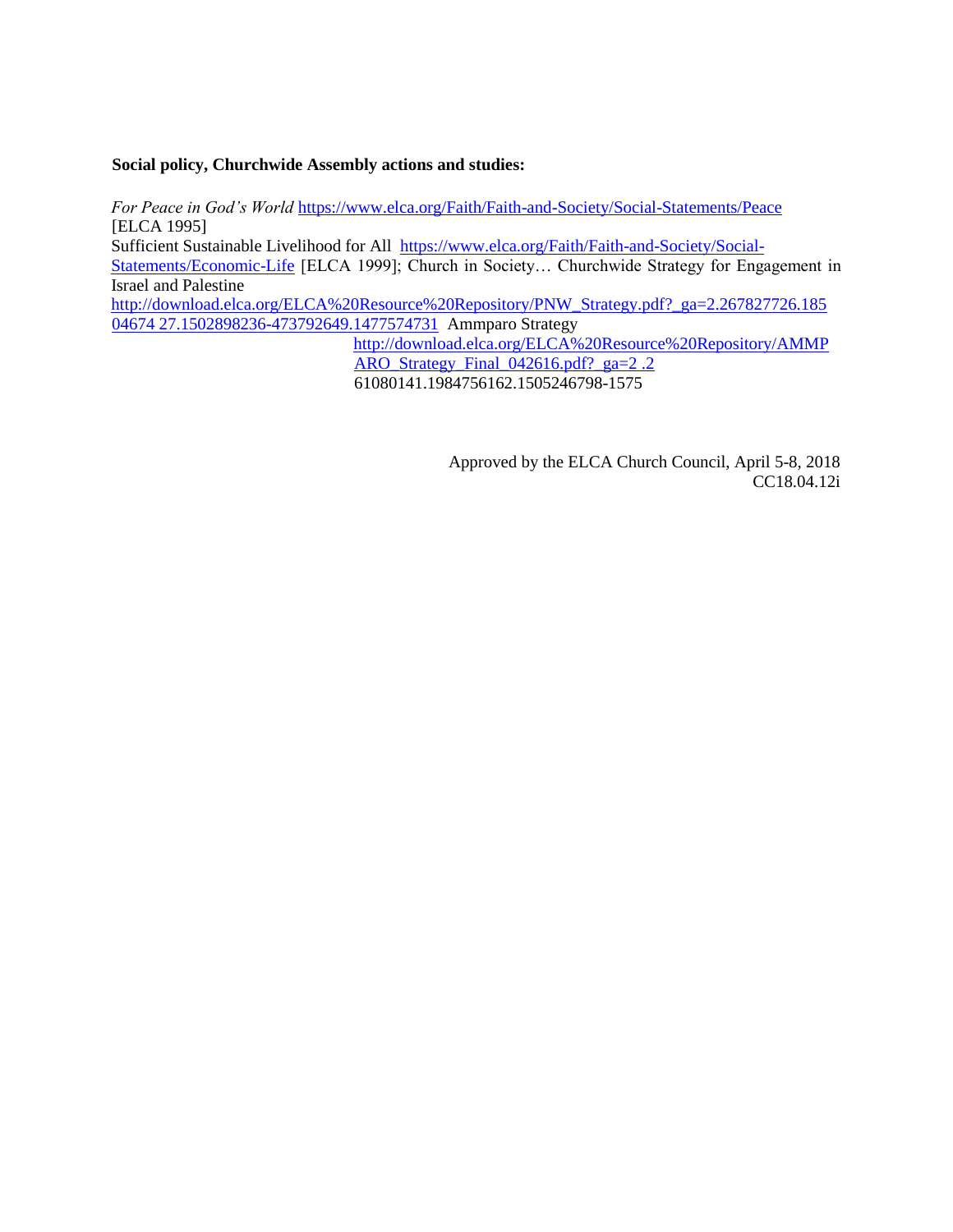**Social policy, Churchwide Assembly actions and studies:**

*For Peace in God's World* https://www.elca.org/Faith/Faith-and-Society/Social-Statements/Peace [ELCA 1995]

Sufficient Sustainable Livelihood for All https://www.elca.org/Faith/Faith-and-Society/Social-Statements/Economic-Life [ELCA 1999]; Church in Society… Churchwide Strategy for Engagement in Israel and Palestine http://download.elca.org/ELCA%20Resource%20Repository/PNW_Strategy.pdf?_ga=2.267827726.18504674 27.1502898236-473792649.1477574731 Ammparo Strategy http://download.elca.org/ELCA%20Resource%20Repository/AMMPARO_Strategy_Final_042616.pdf?_ga=2 .2 61080141.1984756162.1505246798-1575

Approved by the ELCA Church Council, April 5-8, 2018
CC18.04.12i